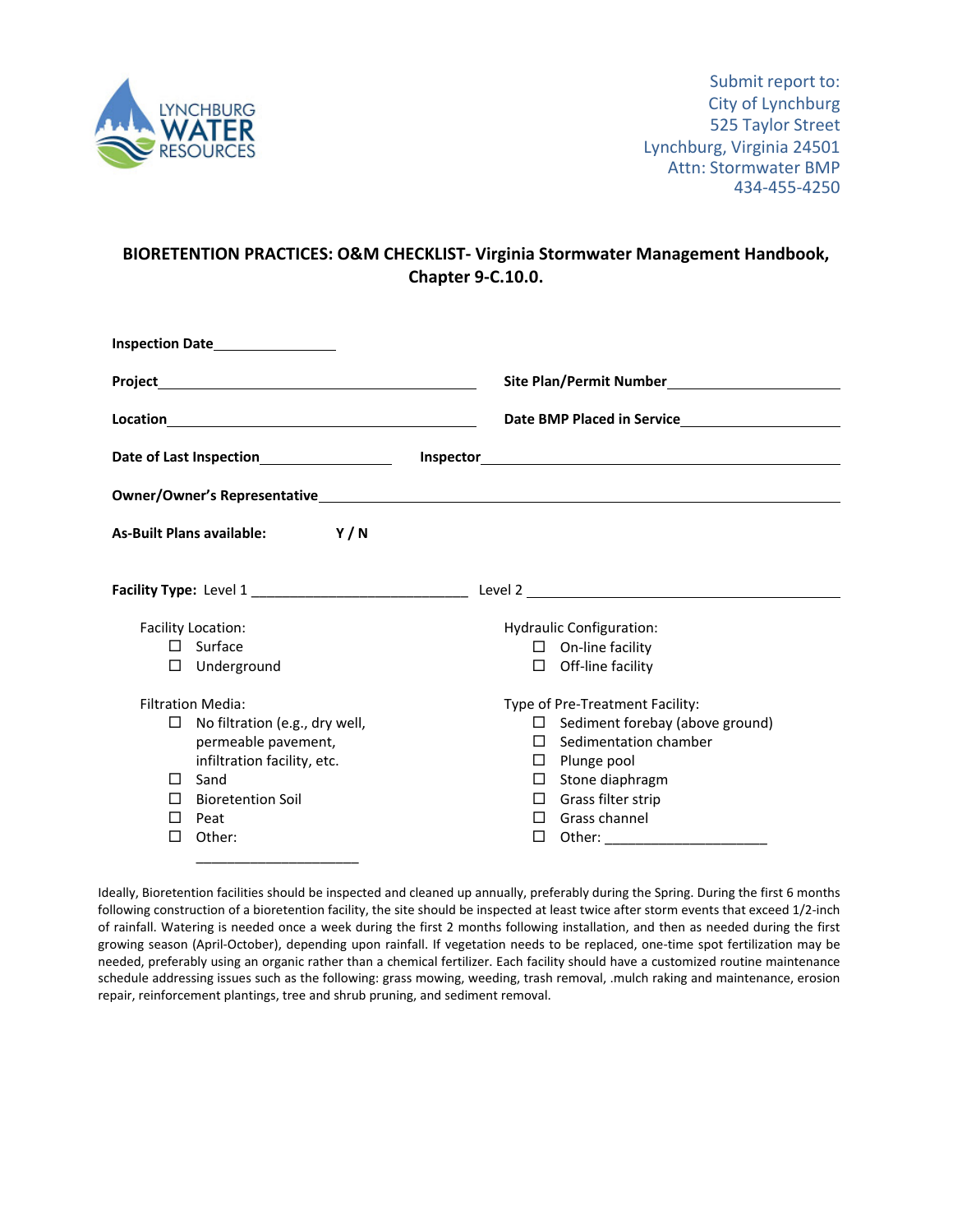LYNCHBURG WATER RESOURCES

Submit report to:
City of Lynchburg
525 Taylor Street
Lynchburg, Virginia 24501
Attn: Stormwater BMP
434-455-4250

## BIORETENTION PRACTICES: O&M CHECKLIST- Virginia Stormwater Management Handbook, Chapter 9-C.10.0.

**Inspection Date**\_\_\_\_\_\_\_\_\_\_\_\_\_\_\_\_

**Project**\_\_\_\_\_\_\_\_\_\_\_\_\_\_\_\_\_\_\_\_\_\_\_\_\_\_\_\_\_\_\_\_\_\_\_\_\_\_\_\_ **Site Plan/Permit Number**\_\_\_\_\_\_\_\_\_\_\_\_\_\_\_\_\_\_\_\_\_\_

**Location**\_\_\_\_\_\_\_\_\_\_\_\_\_\_\_\_\_\_\_\_\_\_\_\_\_\_\_\_\_\_\_\_\_\_\_\_\_\_\_\_ **Date BMP Placed in Service**\_\_\_\_\_\_\_\_\_\_\_\_\_\_\_\_\_\_\_\_\_\_

**Date of Last Inspection**\_\_\_\_\_\_\_\_\_\_\_\_\_\_\_\_\_\_ **Inspector**\_\_\_\_\_\_\_\_\_\_\_\_\_\_\_\_\_\_\_\_\_\_\_\_\_\_\_\_\_\_\_\_\_\_\_\_\_\_\_\_

**Owner/Owner's Representative**\_\_\_\_\_\_\_\_\_\_\_\_\_\_\_\_\_\_\_\_\_\_\_\_\_\_\_\_\_\_\_\_\_\_\_\_\_\_\_\_\_\_\_\_\_\_\_\_\_\_\_\_\_\_\_\_

**As-Built Plans available:** **Y / N**

**Facility Type:** Level 1 \_\_\_\_\_\_\_\_\_\_\_\_\_\_\_\_\_\_\_\_\_\_\_\_\_\_\_\_\_\_ Level 2 \_\_\_\_\_\_\_\_\_\_\_\_\_\_\_\_\_\_\_\_\_\_\_\_\_\_\_\_\_\_\_\_\_\_\_\_\_\_\_\_

Facility Location:
- ☐ Surface
- ☐ Underground

Hydraulic Configuration:
- ☐ On-line facility
- ☐ Off-line facility

Filtration Media:
- ☐ No filtration (e.g., dry well, permeable pavement, infiltration facility, etc.
- ☐ Sand
- ☐ Bioretention Soil
- ☐ Peat
- ☐ Other: \_\_\_\_\_\_\_\_\_\_\_\_\_\_\_\_\_\_\_\_\_\_

Type of Pre-Treatment Facility:
- ☐ Sediment forebay (above ground)
- ☐ Sedimentation chamber
- ☐ Plunge pool
- ☐ Stone diaphragm
- ☐ Grass filter strip
- ☐ Grass channel
- ☐ Other: \_\_\_\_\_\_\_\_\_\_\_\_\_\_\_\_\_\_\_\_\_\_

Ideally, Bioretention facilities should be inspected and cleaned up annually, preferably during the Spring. During the first 6 months following construction of a bioretention facility, the site should be inspected at least twice after storm events that exceed 1/2-inch of rainfall. Watering is needed once a week during the first 2 months following installation, and then as needed during the first growing season (April-October), depending upon rainfall. If vegetation needs to be replaced, one-time spot fertilization may be needed, preferably using an organic rather than a chemical fertilizer. Each facility should have a customized routine maintenance schedule addressing issues such as the following: grass mowing, weeding, trash removal, .mulch raking and maintenance, erosion repair, reinforcement plantings, tree and shrub pruning, and sediment removal.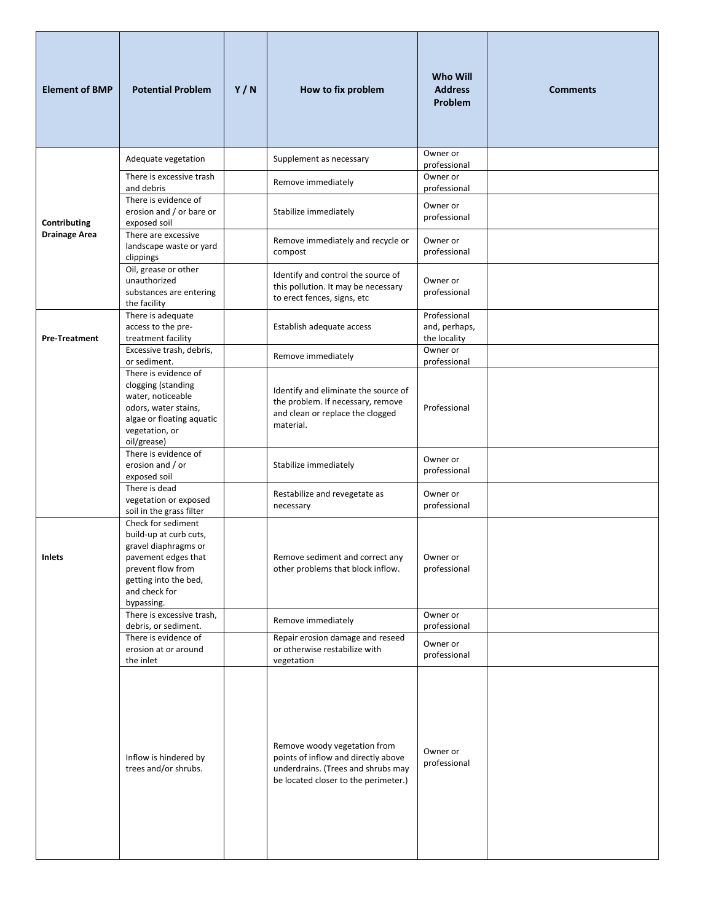| Element of BMP | Potential Problem | Y / N | How to fix problem | Who Will Address Problem | Comments |
| --- | --- | --- | --- | --- | --- |
| Contributing Drainage Area | Adequate vegetation | | Supplement as necessary | Owner or professional | |
| | There is excessive trash and debris | | Remove immediately | Owner or professional | |
| | There is evidence of erosion and / or bare or exposed soil | | Stabilize immediately | Owner or professional | |
| | There are excessive landscape waste or yard clippings | | Remove immediately and recycle or compost | Owner or professional | |
| | Oil, grease or other unauthorized substances are entering the facility | | Identify and control the source of this pollution. It may be necessary to erect fences, signs, etc | Owner or professional | |
| Pre-Treatment | There is adequate access to the pre-treatment facility | | Establish adequate access | Professional and, perhaps, the locality | |
| | Excessive trash, debris, or sediment. | | Remove immediately | Owner or professional | |
| | There is evidence of clogging (standing water, noticeable odors, water stains, algae or floating aquatic vegetation, or oil/grease) | | Identify and eliminate the source of the problem. If necessary, remove and clean or replace the clogged material. | Professional | |
| | There is evidence of erosion and / or exposed soil | | Stabilize immediately | Owner or professional | |
| | There is dead vegetation or exposed soil in the grass filter | | Restabilize and revegetate as necessary | Owner or professional | |
| Inlets | Check for sediment build-up at curb cuts, gravel diaphragms or pavement edges that prevent flow from getting into the bed, and check for bypassing. | | Remove sediment and correct any other problems that block inflow. | Owner or professional | |
| | There is excessive trash, debris, or sediment. | | Remove immediately | Owner or professional | |
| | There is evidence of erosion at or around the inlet | | Repair erosion damage and reseed or otherwise restabilize with vegetation | Owner or professional | |
| | Inflow is hindered by trees and/or shrubs. | | Remove woody vegetation from points of inflow and directly above underdrains. (Trees and shrubs may be located closer to the perimeter.) | Owner or professional | |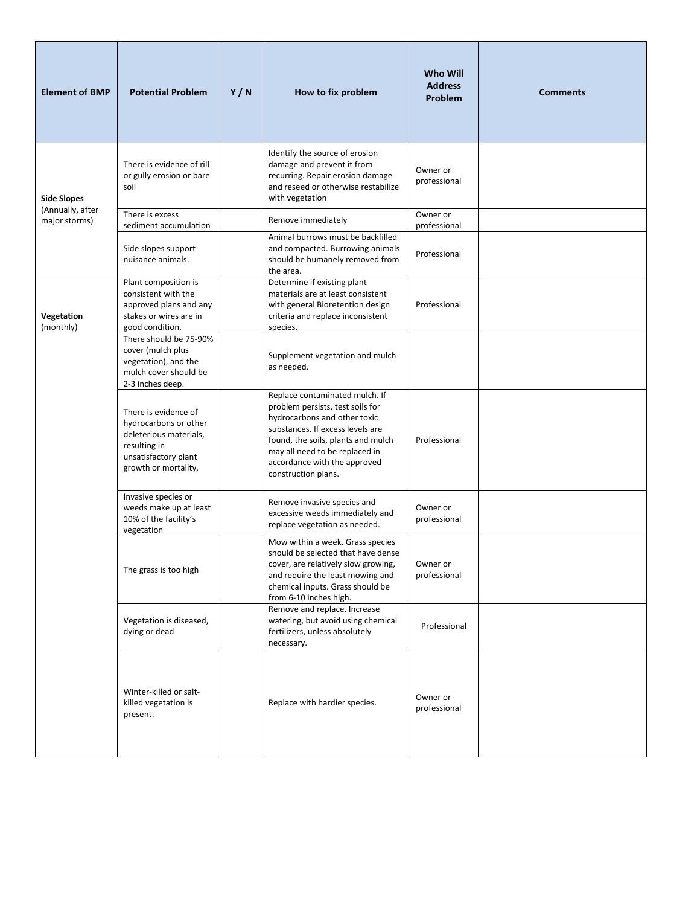| Element of BMP | Potential Problem | Y / N | How to fix problem | Who Will Address Problem | Comments |
| --- | --- | --- | --- | --- | --- |
| **Side Slopes** (Annually, after major storms) | There is evidence of rill or gully erosion or bare soil | | Identify the source of erosion damage and prevent it from recurring. Repair erosion damage and reseed or otherwise restabilize with vegetation | Owner or professional | |
| | There is excess sediment accumulation | | Remove immediately | Owner or professional | |
| | Side slopes support nuisance animals. | | Animal burrows must be backfilled and compacted. Burrowing animals should be humanely removed from the area. | Professional | |
| **Vegetation** (monthly) | Plant composition is consistent with the approved plans and any stakes or wires are in good condition. | | Determine if existing plant materials are at least consistent with general Bioretention design criteria and replace inconsistent species. | Professional | |
| | There should be 75-90% cover (mulch plus vegetation), and the mulch cover should be 2-3 inches deep. | | Supplement vegetation and mulch as needed. | | |
| | There is evidence of hydrocarbons or other deleterious materials, resulting in unsatisfactory plant growth or mortality, | | Replace contaminated mulch. If problem persists, test soils for hydrocarbons and other toxic substances. If excess levels are found, the soils, plants and mulch may all need to be replaced in accordance with the approved construction plans. | Professional | |
| | Invasive species or weeds make up at least 10% of the facility's vegetation | | Remove invasive species and excessive weeds immediately and replace vegetation as needed. | Owner or professional | |
| | The grass is too high | | Mow within a week. Grass species should be selected that have dense cover, are relatively slow growing, and require the least mowing and chemical inputs. Grass should be from 6-10 inches high. | Owner or professional | |
| | Vegetation is diseased, dying or dead | | Remove and replace. Increase watering, but avoid using chemical fertilizers, unless absolutely necessary. | Professional | |
| | Winter-killed or salt-killed vegetation is present. | | Replace with hardier species. | Owner or professional | |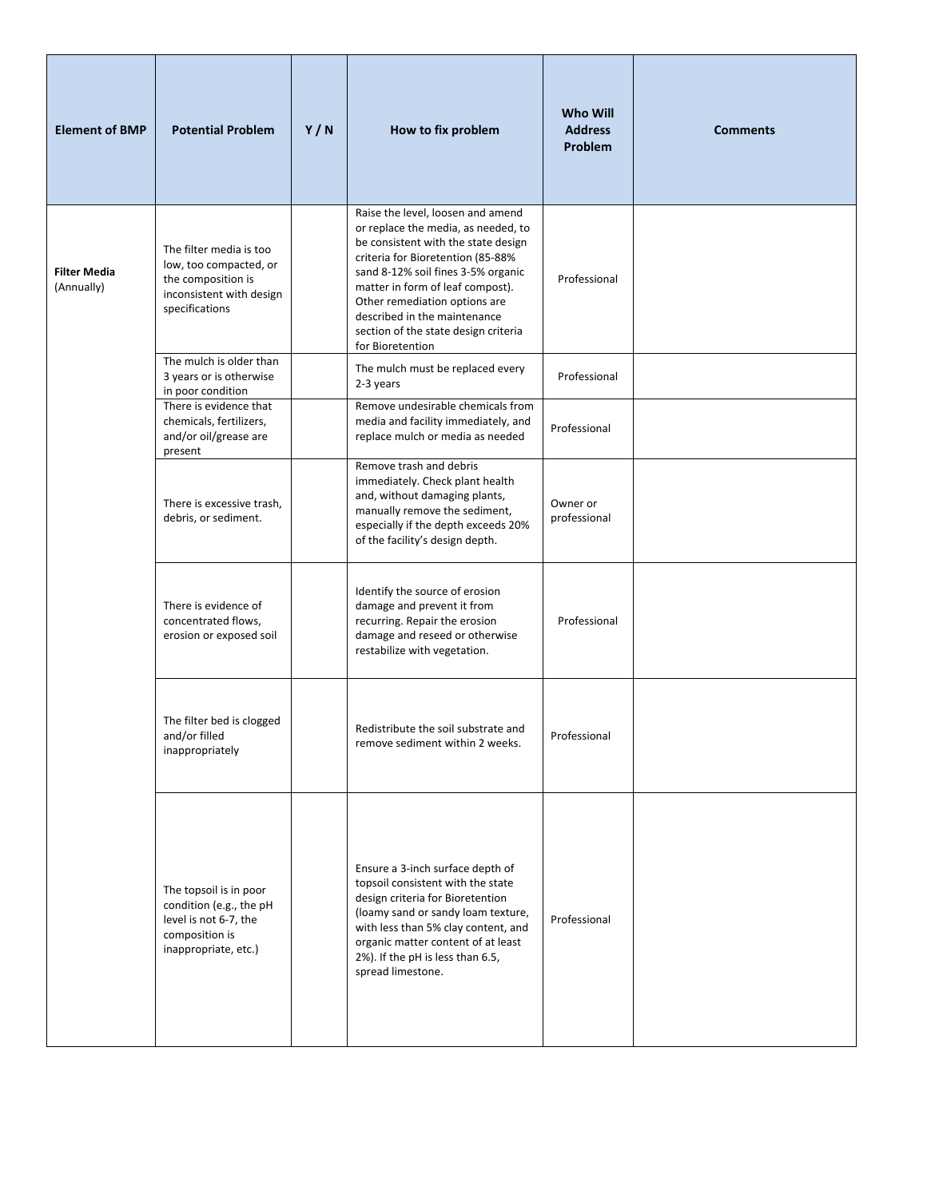| Element of BMP | Potential Problem | Y / N | How to fix problem | Who Will Address Problem | Comments |
|---|---|---|---|---|---|
| **Filter Media** (Annually) | The filter media is too low, too compacted, or the composition is inconsistent with design specifications | | Raise the level, loosen and amend or replace the media, as needed, to be consistent with the state design criteria for Bioretention (85-88% sand 8-12% soil fines 3-5% organic matter in form of leaf compost). Other remediation options are described in the maintenance section of the state design criteria for Bioretention | Professional | |
| | The mulch is older than 3 years or is otherwise in poor condition | | The mulch must be replaced every 2-3 years | Professional | |
| | There is evidence that chemicals, fertilizers, and/or oil/grease are present | | Remove undesirable chemicals from media and facility immediately, and replace mulch or media as needed | Professional | |
| | There is excessive trash, debris, or sediment. | | Remove trash and debris immediately. Check plant health and, without damaging plants, manually remove the sediment, especially if the depth exceeds 20% of the facility's design depth. | Owner or professional | |
| | There is evidence of concentrated flows, erosion or exposed soil | | Identify the source of erosion damage and prevent it from recurring. Repair the erosion damage and reseed or otherwise restabilize with vegetation. | Professional | |
| | The filter bed is clogged and/or filled inappropriately | | Redistribute the soil substrate and remove sediment within 2 weeks. | Professional | |
| | The topsoil is in poor condition (e.g., the pH level is not 6-7, the composition is inappropriate, etc.) | | Ensure a 3-inch surface depth of topsoil consistent with the state design criteria for Bioretention (loamy sand or sandy loam texture, with less than 5% clay content, and organic matter content of at least 2%). If the pH is less than 6.5, spread limestone. | Professional | |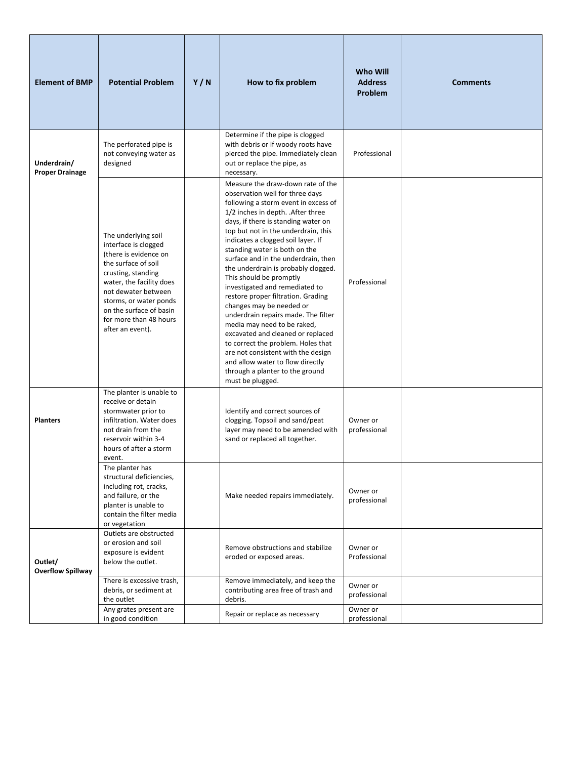| Element of BMP | Potential Problem | Y / N | How to fix problem | Who Will Address Problem | Comments |
|---|---|---|---|---|---|
| **Underdrain/ Proper Drainage** | The perforated pipe is not conveying water as designed | | Determine if the pipe is clogged with debris or if woody roots have pierced the pipe. Immediately clean out or replace the pipe, as necessary. | Professional | |
| | The underlying soil interface is clogged (there is evidence on the surface of soil crusting, standing water, the facility does not dewater between storms, or water ponds on the surface of basin for more than 48 hours after an event). | | Measure the draw-down rate of the observation well for three days following a storm event in excess of 1/2 inches in depth. .After three days, if there is standing water on top but not in the underdrain, this indicates a clogged soil layer. If standing water is both on the surface and in the underdrain, then the underdrain is probably clogged. This should be promptly investigated and remediated to restore proper filtration. Grading changes may be needed or underdrain repairs made. The filter media may need to be raked, excavated and cleaned or replaced to correct the problem. Holes that are not consistent with the design and allow water to flow directly through a planter to the ground must be plugged. | Professional | |
| **Planters** | The planter is unable to receive or detain stormwater prior to infiltration. Water does not drain from the reservoir within 3-4 hours of after a storm event. | | Identify and correct sources of clogging. Topsoil and sand/peat layer may need to be amended with sand or replaced all together. | Owner or professional | |
| | The planter has structural deficiencies, including rot, cracks, and failure, or the planter is unable to contain the filter media or vegetation | | Make needed repairs immediately. | Owner or professional | |
| **Outlet/ Overflow Spillway** | Outlets are obstructed or erosion and soil exposure is evident below the outlet. | | Remove obstructions and stabilize eroded or exposed areas. | Owner or Professional | |
| | There is excessive trash, debris, or sediment at the outlet | | Remove immediately, and keep the contributing area free of trash and debris. | Owner or professional | |
| | Any grates present are in good condition | | Repair or replace as necessary | Owner or professional | |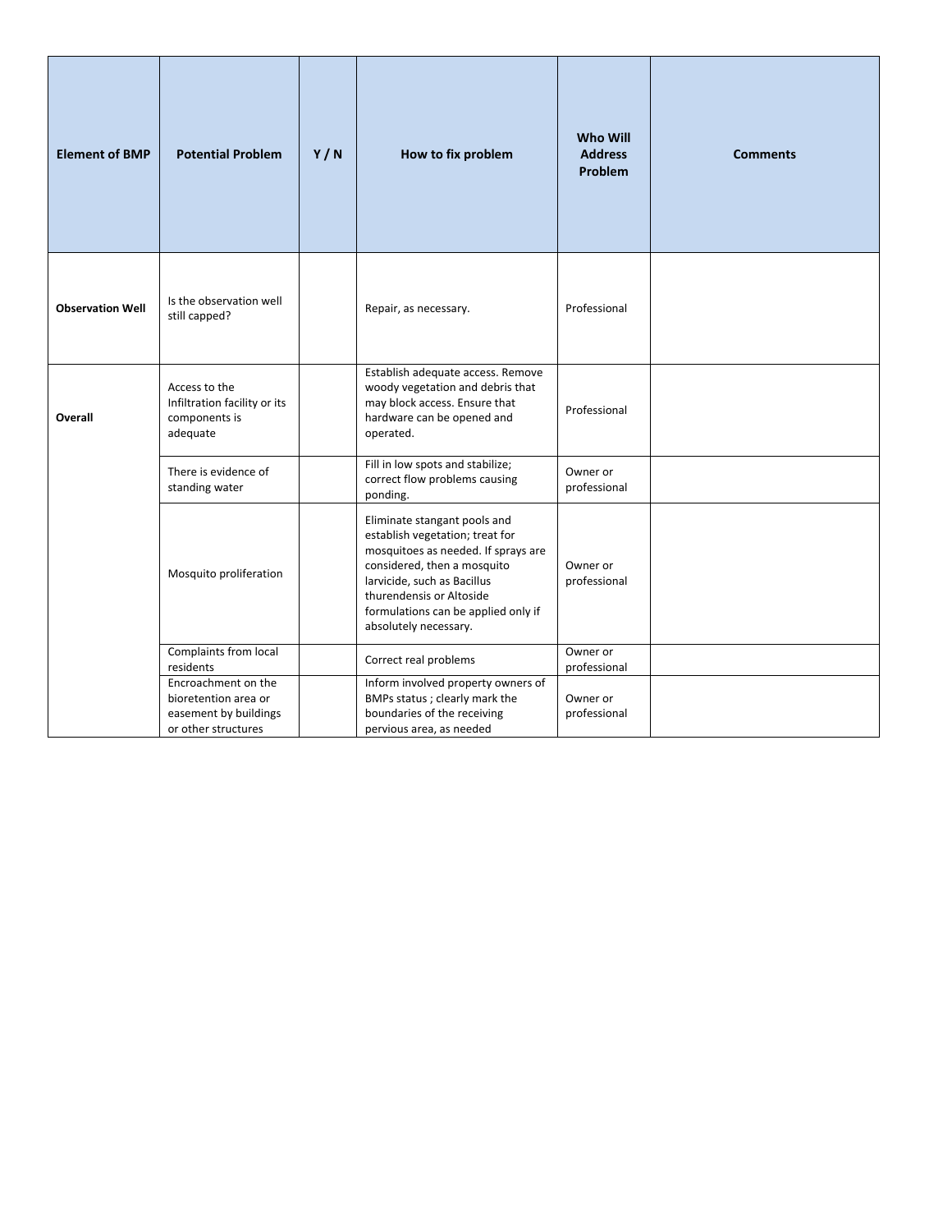| Element of BMP | Potential Problem | Y / N | How to fix problem | Who Will Address Problem | Comments |
|---|---|---|---|---|---|
| **Observation Well** | Is the observation well still capped? | | Repair, as necessary. | Professional | |
| **Overall** | Access to the Infiltration facility or its components is adequate | | Establish adequate access. Remove woody vegetation and debris that may block access. Ensure that hardware can be opened and operated. | Professional | |
| | There is evidence of standing water | | Fill in low spots and stabilize; correct flow problems causing ponding. | Owner or professional | |
| | Mosquito proliferation | | Eliminate stangant pools and establish vegetation; treat for mosquitoes as needed. If sprays are considered, then a mosquito larvicide, such as Bacillus thurendensis or Altoside formulations can be applied only if absolutely necessary. | Owner or professional | |
| | Complaints from local residents | | Correct real problems | Owner or professional | |
| | Encroachment on the bioretention area or easement by buildings or other structures | | Inform involved property owners of BMPs status ; clearly mark the boundaries of the receiving pervious area, as needed | Owner or professional | |